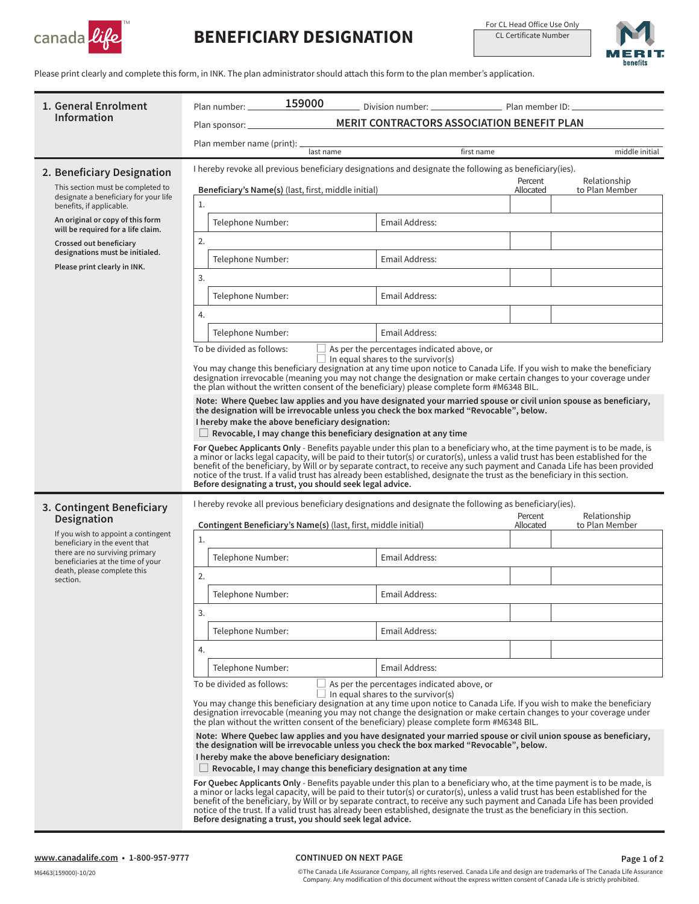# BENEFICIARY DESIGNATION

For CL Head Office Use Only
CL Certificate Number

Please print clearly and complete this form, in INK. The plan administrator should attach this form to the plan member's application.

## 1. General Enrolment Information

Plan number: 159000 Division number: ____________ Plan member ID: ____________

Plan sponsor: MERIT CONTRACTORS ASSOCIATION BENEFIT PLAN

Plan member name (print): ____________ last name ____________ first name ____________ middle initial

## 2. Beneficiary Designation

This section must be completed to designate a beneficiary for your life benefits, if applicable.

**An original or copy of this form will be required for a life claim.**

**Crossed out beneficiary designations must be initialed.**

**Please print clearly in INK.**

I hereby revoke all previous beneficiary designations and designate the following as beneficiary(ies).

| **Beneficiary's Name(s)** (last, first, middle initial) | | Percent Allocated | Relationship to Plan Member |
|---|---|---|---|
| 1. | | | |
| Telephone Number: | Email Address: | | |
| 2. | | | |
| Telephone Number: | Email Address: | | |
| 3. | | | |
| Telephone Number: | Email Address: | | |
| 4. | | | |
| Telephone Number: | Email Address: | | |

To be divided as follows: ☐ As per the percentages indicated above, or
☐ In equal shares to the survivor(s)

You may change this beneficiary designation at any time upon notice to Canada Life. If you wish to make the beneficiary designation irrevocable (meaning you may not change the designation or make certain changes to your coverage under the plan without the written consent of the beneficiary) please complete form #M6348 BIL.

**Note: Where Quebec law applies and you have designated your married spouse or civil union spouse as beneficiary, the designation will be irrevocable unless you check the box marked "Revocable", below.**

**I hereby make the above beneficiary designation:**

☐ **Revocable, I may change this beneficiary designation at any time**

**For Quebec Applicants Only** - Benefits payable under this plan to a beneficiary who, at the time payment is to be made, is a minor or lacks legal capacity, will be paid to their tutor(s) or curator(s), unless a valid trust has been established for the benefit of the beneficiary, by Will or by separate contract, to receive any such payment and Canada Life has been provided notice of the trust. If a valid trust has already been established, designate the trust as the beneficiary in this section. **Before designating a trust, you should seek legal advice.**

## 3. Contingent Beneficiary Designation

If you wish to appoint a contingent beneficiary in the event that there are no surviving primary beneficiaries at the time of your death, please complete this section.

I hereby revoke all previous beneficiary designations and designate the following as beneficiary(ies).

| **Contingent Beneficiary's Name(s)** (last, first, middle initial) | | Percent Allocated | Relationship to Plan Member |
|---|---|---|---|
| 1. | | | |
| Telephone Number: | Email Address: | | |
| 2. | | | |
| Telephone Number: | Email Address: | | |
| 3. | | | |
| Telephone Number: | Email Address: | | |
| 4. | | | |
| Telephone Number: | Email Address: | | |

To be divided as follows: ☐ As per the percentages indicated above, or
☐ In equal shares to the survivor(s)

You may change this beneficiary designation at any time upon notice to Canada Life. If you wish to make the beneficiary designation irrevocable (meaning you may not change the designation or make certain changes to your coverage under the plan without the written consent of the beneficiary) please complete form #M6348 BIL.

**Note: Where Quebec law applies and you have designated your married spouse or civil union spouse as beneficiary, the designation will be irrevocable unless you check the box marked "Revocable", below.**

**I hereby make the above beneficiary designation:**

☐ **Revocable, I may change this beneficiary designation at any time**

**For Quebec Applicants Only** - Benefits payable under this plan to a beneficiary who, at the time payment is to be made, is a minor or lacks legal capacity, will be paid to their tutor(s) or curator(s), unless a valid trust has been established for the benefit of the beneficiary, by Will or by separate contract, to receive any such payment and Canada Life has been provided notice of the trust. If a valid trust has already been established, designate the trust as the beneficiary in this section. **Before designating a trust, you should seek legal advice.**

**www.canadalife.com** • **1-800-957-9777**

**CONTINUED ON NEXT PAGE**

M6463(159000)-10/20

©The Canada Life Assurance Company, all rights reserved. Canada Life and design are trademarks of The Canada Life Assurance Company. Any modification of this document without the express written consent of Canada Life is strictly prohibited.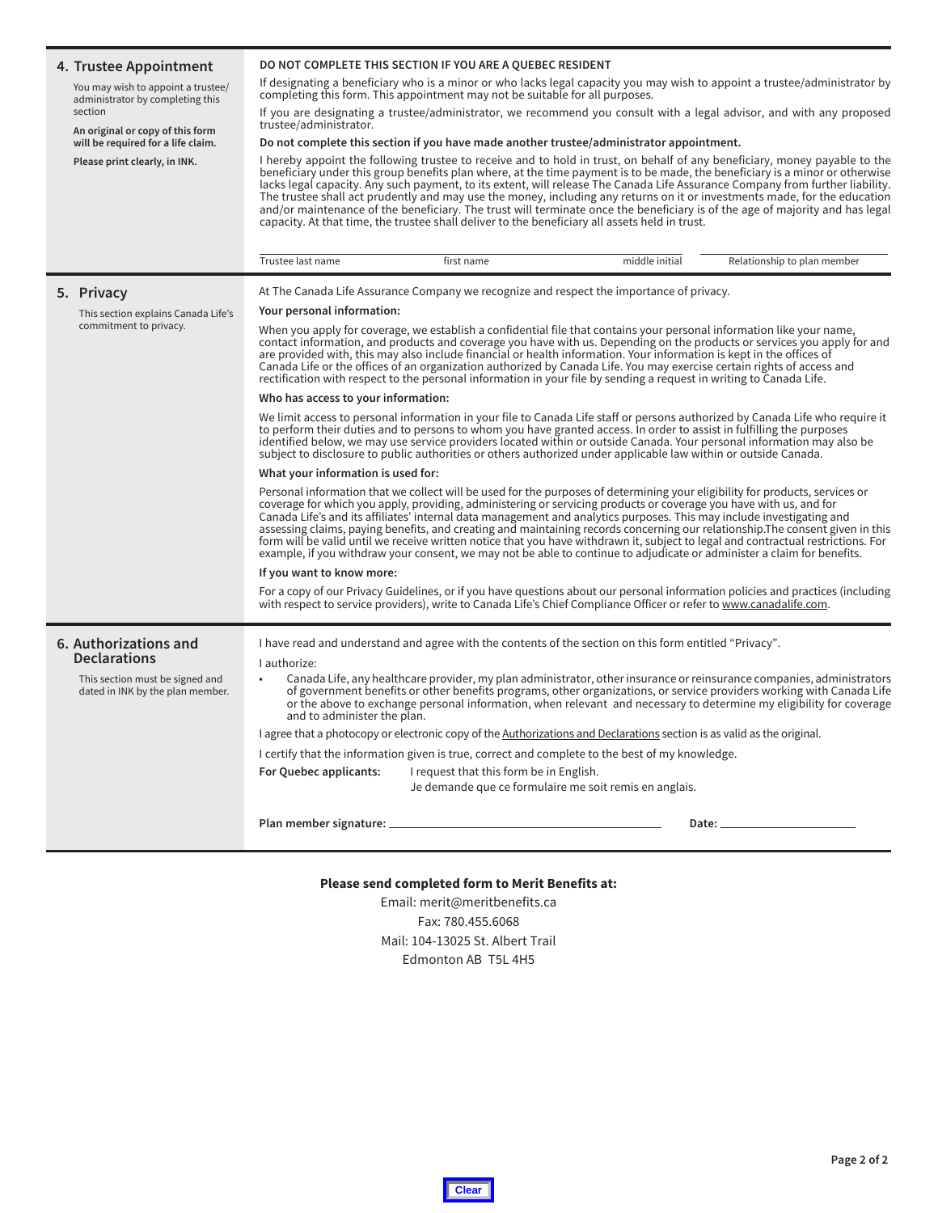## 4. Trustee Appointment

You may wish to appoint a trustee/administrator by completing this section

**An original or copy of this form will be required for a life claim.**

**Please print clearly, in INK.**

**DO NOT COMPLETE THIS SECTION IF YOU ARE A QUEBEC RESIDENT**

If designating a beneficiary who is a minor or who lacks legal capacity you may wish to appoint a trustee/administrator by completing this form. This appointment may not be suitable for all purposes.

If you are designating a trustee/administrator, we recommend you consult with a legal advisor, and with any proposed trustee/administrator.

**Do not complete this section if you have made another trustee/administrator appointment.**

I hereby appoint the following trustee to receive and to hold in trust, on behalf of any beneficiary, money payable to the beneficiary under this group benefits plan where, at the time payment is to be made, the beneficiary is a minor or otherwise lacks legal capacity. Any such payment, to its extent, will release The Canada Life Assurance Company from further liability. The trustee shall act prudently and may use the money, including any returns on it or investments made, for the education and/or maintenance of the beneficiary. The trust will terminate once the beneficiary is of the age of majority and has legal capacity. At that time, the trustee shall deliver to the beneficiary all assets held in trust.

| Trustee last name | first name | middle initial | Relationship to plan member |
| --- | --- | --- | --- |
| | | | |

## 5. Privacy

This section explains Canada Life's commitment to privacy.

At The Canada Life Assurance Company we recognize and respect the importance of privacy.

**Your personal information:**

When you apply for coverage, we establish a confidential file that contains your personal information like your name, contact information, and products and coverage you have with us. Depending on the products or services you apply for and are provided with, this may also include financial or health information. Your information is kept in the offices of Canada Life or the offices of an organization authorized by Canada Life. You may exercise certain rights of access and rectification with respect to the personal information in your file by sending a request in writing to Canada Life.

**Who has access to your information:**

We limit access to personal information in your file to Canada Life staff or persons authorized by Canada Life who require it to perform their duties and to persons to whom you have granted access. In order to assist in fulfilling the purposes identified below, we may use service providers located within or outside Canada. Your personal information may also be subject to disclosure to public authorities or others authorized under applicable law within or outside Canada.

**What your information is used for:**

Personal information that we collect will be used for the purposes of determining your eligibility for products, services or coverage for which you apply, providing, administering or servicing products or coverage you have with us, and for Canada Life's and its affiliates' internal data management and analytics purposes. This may include investigating and assessing claims, paying benefits, and creating and maintaining records concerning our relationship.The consent given in this form will be valid until we receive written notice that you have withdrawn it, subject to legal and contractual restrictions. For example, if you withdraw your consent, we may not be able to continue to adjudicate or administer a claim for benefits.

**If you want to know more:**

For a copy of our Privacy Guidelines, or if you have questions about our personal information policies and practices (including with respect to service providers), write to Canada Life's Chief Compliance Officer or refer to www.canadalife.com.

## 6. Authorizations and Declarations

This section must be signed and dated in INK by the plan member.

I have read and understand and agree with the contents of the section on this form entitled "Privacy".

I authorize:

- Canada Life, any healthcare provider, my plan administrator, other insurance or reinsurance companies, administrators of government benefits or other benefits programs, other organizations, or service providers working with Canada Life or the above to exchange personal information, when relevant and necessary to determine my eligibility for coverage and to administer the plan.

I agree that a photocopy or electronic copy of the Authorizations and Declarations section is as valid as the original.

I certify that the information given is true, correct and complete to the best of my knowledge.

**For Quebec applicants:** I request that this form be in English.
Je demande que ce formulaire me soit remis en anglais.

**Plan member signature:** ______________________ **Date:** ______________

**Please send completed form to Merit Benefits at:**

Email: merit@meritbenefits.ca
Fax: 780.455.6068
Mail: 104-13025 St. Albert Trail
Edmonton AB T5L 4H5

Clear